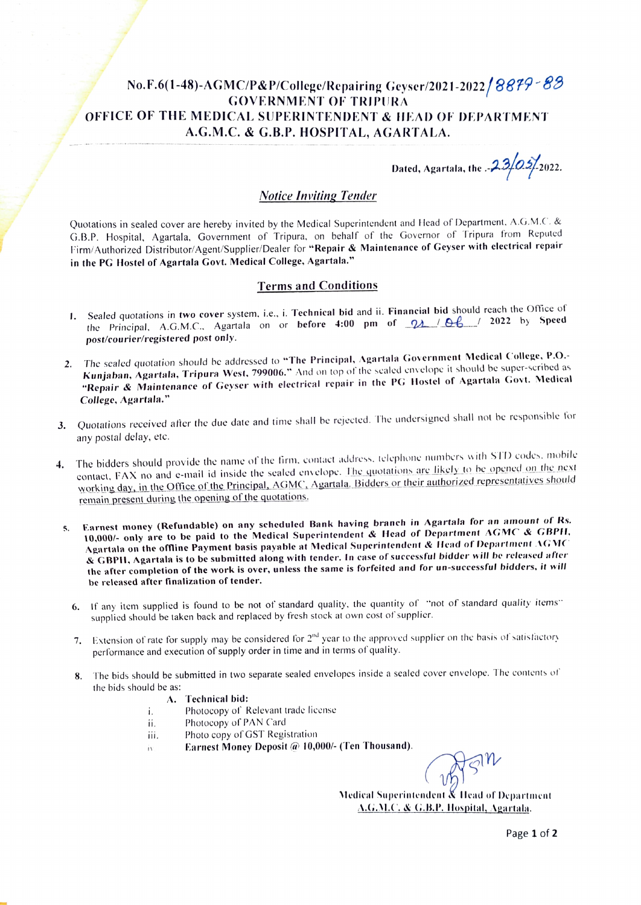No.F.6(1-48)-AGMC/P&P/College/Repairing Geyser/2021-2022/8879-83

GOVERNMENT OF TRIPURA

OFFICE OF THE MEDICAL SUPERINTENDENT & HEAD OF DEPARTMENT

A.G.M.C. & G.B.P. HOSPITAL, AGARTALA.

Dated, Agartala, the .-23/05/2022.

## *Notice Inviting Tender*

Quotations in sealed cover are hereby invited by the Medical Superintendent and Head of Department, A.G.M.C. & G.B.P. Hospital, Agartala, Government of Tripura, on behalf of the Governor of Tripura from Reputed Firm/Authorized Distributor/Agent/Supplier/Dealer for **"Repair & Maintenance of Geyser with electrical repair in the PG Hostel of Agartala Govt. Medical College, Agartala."**

## Terms and Conditions

1. Sealed quotations in **two cover** system, i.e., i. **Technical bid** and ii. **Financial bid** should reach the Office of the Principal, A.G.M.C., Agartala on or **before 4:00 pm of 21 / 06 / 2022 by Speed post/courier/registered post only.**

2. The sealed quotation should be addressed to **"The Principal, Agartala Government Medical College, P.O.- Kunjaban, Agartala, Tripura West, 799006."** And on top of the sealed envelope it should be super-scribed as **"Repair & Maintenance of Geyser with electrical repair in the PG Hostel of Agartala Govt. Medical College, Agartala."**

3. Quotations received after the due date and time shall be rejected. The undersigned shall not be responsible for any postal delay, etc.

4. The bidders should provide the name of the firm, contact address, telephone numbers with STD codes, mobile contact, FAX no and e-mail id inside the sealed envelope. The quotations are likely to be opened on the next working day, in the Office of the Principal, AGMC, Agartala. Bidders or their authorized representatives should remain present during the opening of the quotations.

5. **Earnest money (Refundable) on any scheduled Bank having branch in Agartala for an amount of Rs. 10,000/- only are to be paid to the Medical Superintendent & Head of Department AGMC & GBPH, Agartala on the offline Payment basis payable at Medical Superintendent & Head of Department AGMC & GBPH, Agartala is to be submitted along with tender. In case of successful bidder will be released after the after completion of the work is over, unless the same is forfeited and for un-successful bidders, it will be released after finalization of tender.**

6. If any item supplied is found to be not of standard quality, the quantity of "not of standard quality items" supplied should be taken back and replaced by fresh stock at own cost of supplier.

7. Extension of rate for supply may be considered for 2nd year to the approved supplier on the basis of satisfactory performance and execution of supply order in time and in terms of quality.

8. The bids should be submitted in two separate sealed envelopes inside a sealed cover envelope. The contents of the bids should be as:

   **A. Technical bid:**

   i. Photocopy of Relevant trade license
   
   ii. Photocopy of PAN Card
   
   iii. Photo copy of GST Registration
   
   iv **Earnest Money Deposit @ 10,000/- (Ten Thousand).**

Medical Superintendent & Head of Department
A.G.M.C. & G.B.P. Hospital, Agartala.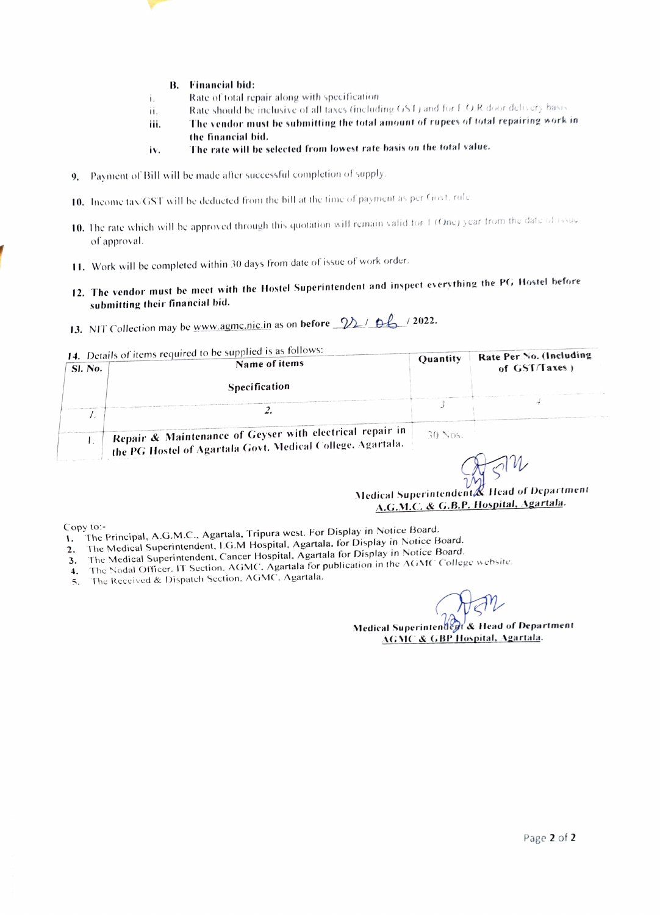**B. Financial bid:**

i. Rate of total repair along with specification

ii. Rate should be inclusive of all taxes (including GST) and for F.O.R door delivery basis

iii. **The vendor must be submitting the total amount of rupees of total repairing work in the financial bid.**

iv. **The rate will be selected from lowest rate basis on the total value.**

9. Payment of Bill will be made after successful completion of supply.

10. Income tax/GST will be deducted from the bill at the time of payment as per Govt. rule.

10. The rate which will be approved through this quotation will remain valid for 1 (One) year from the date of issue of approval.

11. Work will be completed within 30 days from date of issue of work order.

12. **The vendor must be meet with the Hostel Superintendent and inspect everything the PG Hostel before submitting their financial bid.**

13. NIT Collection may be www.agmc.nic.in as on **before** 22 / 06 **/ 2022.**

14. Details of items required to be supplied is as follows:

| Sl. No. | Name of items<br><br>Specification | Quantity | Rate Per No. (Including of GST/Taxes) |
|---|---|---|---|
| 1. | 2. | 3 | 4 |
| 1. | **Repair & Maintenance of Geyser with electrical repair in the PG Hostel of Agartala Govt. Medical College, Agartala.** | 30 Nos. | |

Medical Superintendent & Head of Department
A.G.M.C. & G.B.P. Hospital, Agartala.

Copy to:-

1. The Principal, A.G.M.C., Agartala, Tripura west. For Display in Notice Board.
2. The Medical Superintendent, I.G.M Hospital, Agartala, for Display in Notice Board.
3. The Medical Superintendent, Cancer Hospital, Agartala for Display in Notice Board.
4. The Nodal Officer, IT Section, AGMC, Agartala for publication in the AGMC College website.
5. The Received & Dispatch Section, AGMC, Agartala.

Medical Superintendent & Head of Department
AGMC & GBP Hospital, Agartala.